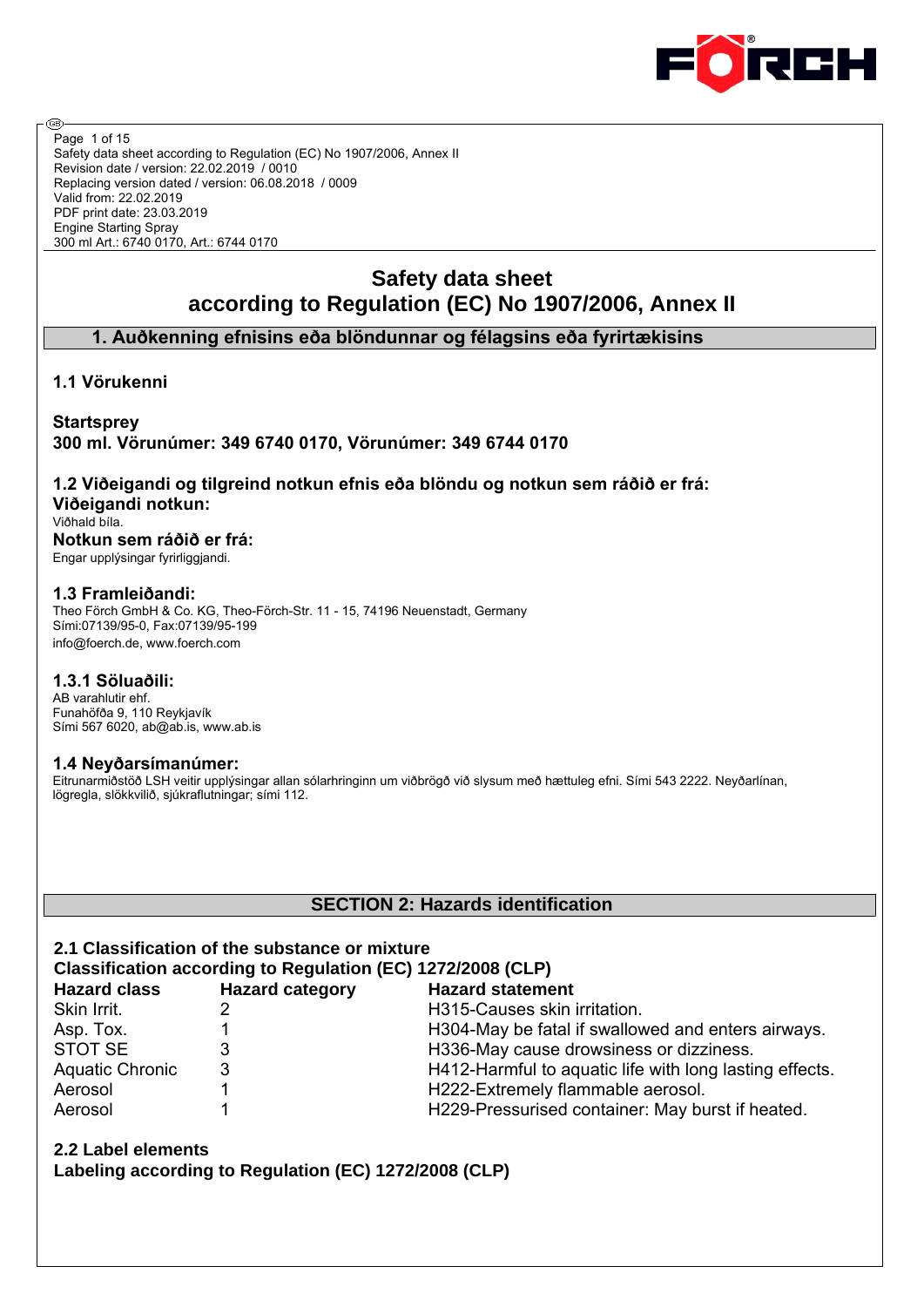Safety data sheet according to Regulation (EC) No 1907/2006, Annex II
Revision date / version: 22.02.2019 / 0010
Replacing version dated / version: 06.08.2018 / 0009
Valid from: 22.02.2019
PDF print date: 23.03.2019
Engine Starting Spray
300 ml Art.: 6740 0170, Art.: 6744 0170

# Safety data sheet according to Regulation (EC) No 1907/2006, Annex II

## 1. Auðkenning efnisins eða blöndunnar og félagsins eða fyrirtækisins

### 1.1 Vörukenni

**Startsprey**
**300 ml. Vörunúmer: 349 6740 0170, Vörunúmer: 349 6744 0170**

### 1.2 Viðeigandi og tilgreind notkun efnis eða blöndu og notkun sem ráðið er frá:

**Viðeigandi notkun:**
Viðhald bíla.

**Notkun sem ráðið er frá:**
Engar upplýsingar fyrirliggjandi.

### 1.3 Framleiðandi:

Theo Förch GmbH & Co. KG, Theo-Förch-Str. 11 - 15, 74196 Neuenstadt, Germany
Sími:07139/95-0, Fax:07139/95-199
info@foerch.de, www.foerch.com

### 1.3.1 Söluaðili:

AB varahlutir ehf.
Funahöfða 9, 110 Reykjavík
Sími 567 6020, ab@ab.is, www.ab.is

### 1.4 Neyðarsímanúmer:

Eitrunarmiðstöð LSH veitir upplýsingar allan sólarhringinn um viðbrögð við slysum með hættuleg efni. Sími 543 2222. Neyðarlínan, lögregla, slökkvilið, sjúkraflutningar; sími 112.

## SECTION 2: Hazards identification

### 2.1 Classification of the substance or mixture

**Classification according to Regulation (EC) 1272/2008 (CLP)**

| Hazard class | Hazard category | Hazard statement |
|---|---|---|
| Skin Irrit. | 2 | H315-Causes skin irritation. |
| Asp. Tox. | 1 | H304-May be fatal if swallowed and enters airways. |
| STOT SE | 3 | H336-May cause drowsiness or dizziness. |
| Aquatic Chronic | 3 | H412-Harmful to aquatic life with long lasting effects. |
| Aerosol | 1 | H222-Extremely flammable aerosol. |
| Aerosol | 1 | H229-Pressurised container: May burst if heated. |

### 2.2 Label elements

**Labeling according to Regulation (EC) 1272/2008 (CLP)**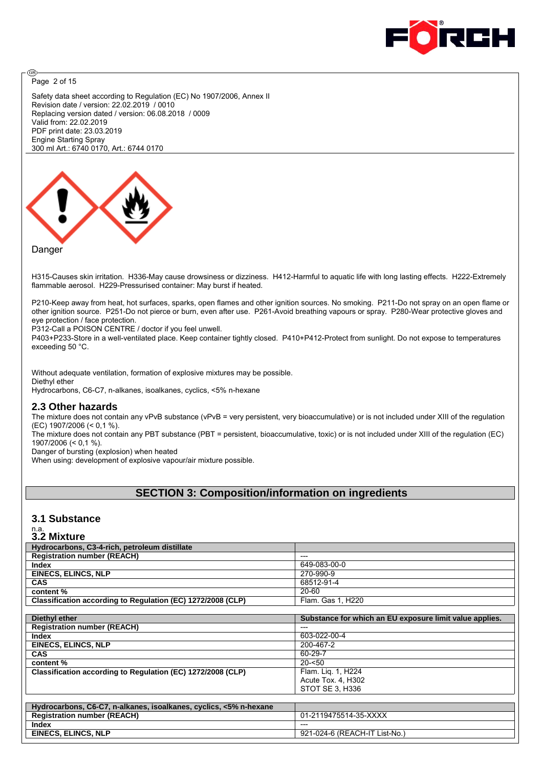Safety data sheet according to Regulation (EC) No 1907/2006, Annex II
Revision date / version: 22.02.2019 / 0010
Replacing version dated / version: 06.08.2018 / 0009
Valid from: 22.02.2019
PDF print date: 23.03.2019
Engine Starting Spray
300 ml Art.: 6740 0170, Art.: 6744 0170

Danger

H315-Causes skin irritation. H336-May cause drowsiness or dizziness. H412-Harmful to aquatic life with long lasting effects. H222-Extremely flammable aerosol. H229-Pressurised container: May burst if heated.

P210-Keep away from heat, hot surfaces, sparks, open flames and other ignition sources. No smoking. P211-Do not spray on an open flame or other ignition source. P251-Do not pierce or burn, even after use. P261-Avoid breathing vapours or spray. P280-Wear protective gloves and eye protection / face protection.
P312-Call a POISON CENTRE / doctor if you feel unwell.
P403+P233-Store in a well-ventilated place. Keep container tightly closed. P410+P412-Protect from sunlight. Do not expose to temperatures exceeding 50 °C.

Without adequate ventilation, formation of explosive mixtures may be possible.
Diethyl ether
Hydrocarbons, C6-C7, n-alkanes, isoalkanes, cyclics, <5% n-hexane

## 2.3 Other hazards

The mixture does not contain any vPvB substance (vPvB = very persistent, very bioaccumulative) or is not included under XIII of the regulation (EC) 1907/2006 (< 0,1 %).
The mixture does not contain any PBT substance (PBT = persistent, bioaccumulative, toxic) or is not included under XIII of the regulation (EC) 1907/2006 (< 0,1 %).
Danger of bursting (explosion) when heated
When using: development of explosive vapour/air mixture possible.

# SECTION 3: Composition/information on ingredients

## 3.1 Substance

n.a.

## 3.2 Mixture

| Hydrocarbons, C3-4-rich, petroleum distillate | |
|---|---|
| **Registration number (REACH)** | --- |
| **Index** | 649-083-00-0 |
| **EINECS, ELINCS, NLP** | 270-990-9 |
| **CAS** | 68512-91-4 |
| **content %** | 20-60 |
| **Classification according to Regulation (EC) 1272/2008 (CLP)** | Flam. Gas 1, H220 |

| Diethyl ether | Substance for which an EU exposure limit value applies. |
|---|---|
| **Registration number (REACH)** | --- |
| **Index** | 603-022-00-4 |
| **EINECS, ELINCS, NLP** | 200-467-2 |
| **CAS** | 60-29-7 |
| **content %** | 20-<50 |
| **Classification according to Regulation (EC) 1272/2008 (CLP)** | Flam. Liq. 1, H224<br>Acute Tox. 4, H302<br>STOT SE 3, H336 |

| Hydrocarbons, C6-C7, n-alkanes, isoalkanes, cyclics, <5% n-hexane | |
|---|---|
| **Registration number (REACH)** | 01-2119475514-35-XXXX |
| **Index** | --- |
| **EINECS, ELINCS, NLP** | 921-024-6 (REACH-IT List-No.) |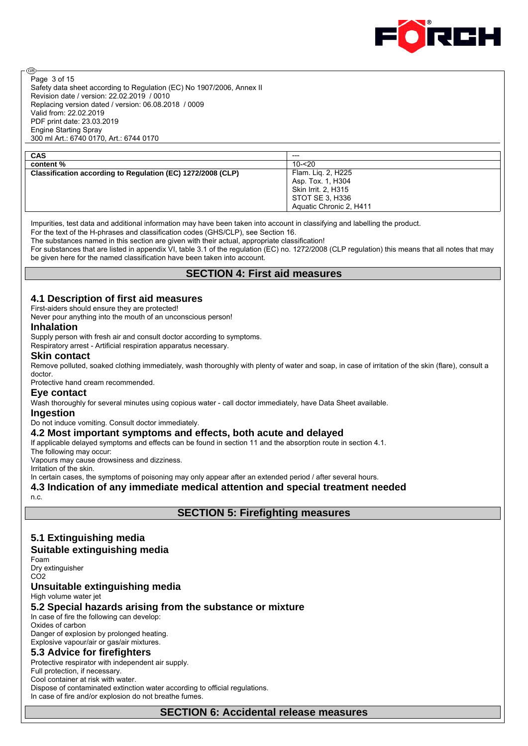| CAS | --- |
|---|---|
| content % | 10-<20 |
| Classification according to Regulation (EC) 1272/2008 (CLP) | Flam. Liq. 2, H225<br>Asp. Tox. 1, H304<br>Skin Irrit. 2, H315<br>STOT SE 3, H336<br>Aquatic Chronic 2, H411 |

Impurities, test data and additional information may have been taken into account in classifying and labelling the product.
For the text of the H-phrases and classification codes (GHS/CLP), see Section 16.
The substances named in this section are given with their actual, appropriate classification!
For substances that are listed in appendix VI, table 3.1 of the regulation (EC) no. 1272/2008 (CLP regulation) this means that all notes that may be given here for the named classification have been taken into account.

## SECTION 4: First aid measures

### 4.1 Description of first aid measures

First-aiders should ensure they are protected!
Never pour anything into the mouth of an unconscious person!

#### Inhalation

Supply person with fresh air and consult doctor according to symptoms.
Respiratory arrest - Artificial respiration apparatus necessary.

#### Skin contact

Remove polluted, soaked clothing immediately, wash thoroughly with plenty of water and soap, in case of irritation of the skin (flare), consult a doctor.
Protective hand cream recommended.

#### Eye contact

Wash thoroughly for several minutes using copious water - call doctor immediately, have Data Sheet available.

#### Ingestion

Do not induce vomiting. Consult doctor immediately.

### 4.2 Most important symptoms and effects, both acute and delayed

If applicable delayed symptoms and effects can be found in section 11 and the absorption route in section 4.1.
The following may occur:
Vapours may cause drowsiness and dizziness.
Irritation of the skin.
In certain cases, the symptoms of poisoning may only appear after an extended period / after several hours.

### 4.3 Indication of any immediate medical attention and special treatment needed

n.c.

## SECTION 5: Firefighting measures

### 5.1 Extinguishing media

#### Suitable extinguishing media

Foam
Dry extinguisher
$CO_2$

#### Unsuitable extinguishing media

High volume water jet

### 5.2 Special hazards arising from the substance or mixture

In case of fire the following can develop:
Oxides of carbon
Danger of explosion by prolonged heating.
Explosive vapour/air or gas/air mixtures.

### 5.3 Advice for firefighters

Protective respirator with independent air supply.
Full protection, if necessary.
Cool container at risk with water.
Dispose of contaminated extinction water according to official regulations.
In case of fire and/or explosion do not breathe fumes.

## SECTION 6: Accidental release measures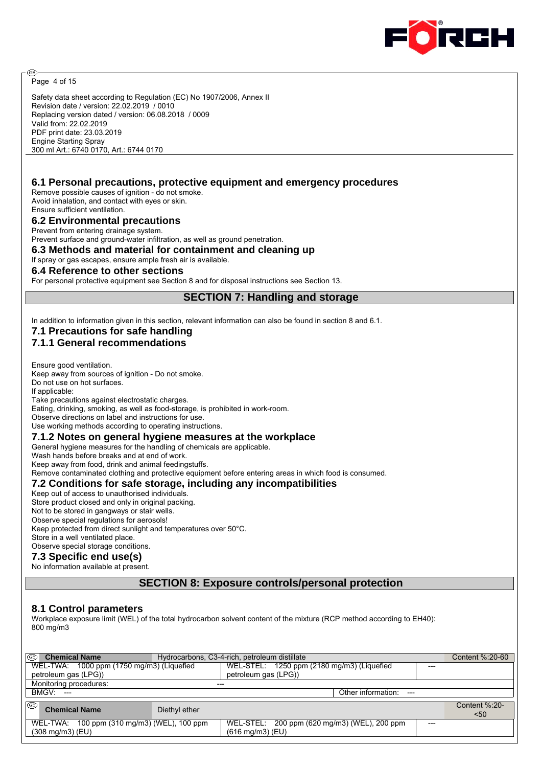Safety data sheet according to Regulation (EC) No 1907/2006, Annex II
Revision date / version: 22.02.2019 / 0010
Replacing version dated / version: 06.08.2018 / 0009
Valid from: 22.02.2019
PDF print date: 23.03.2019
Engine Starting Spray
300 ml Art.: 6740 0170, Art.: 6744 0170

### 6.1 Personal precautions, protective equipment and emergency procedures

Remove possible causes of ignition - do not smoke.
Avoid inhalation, and contact with eyes or skin.
Ensure sufficient ventilation.

### 6.2 Environmental precautions

Prevent from entering drainage system.
Prevent surface and ground-water infiltration, as well as ground penetration.

### 6.3 Methods and material for containment and cleaning up

If spray or gas escapes, ensure ample fresh air is available.

### 6.4 Reference to other sections

For personal protective equipment see Section 8 and for disposal instructions see Section 13.

## SECTION 7: Handling and storage

In addition to information given in this section, relevant information can also be found in section 8 and 6.1.

### 7.1 Precautions for safe handling

### 7.1.1 General recommendations

Ensure good ventilation.
Keep away from sources of ignition - Do not smoke.
Do not use on hot surfaces.
If applicable:
Take precautions against electrostatic charges.
Eating, drinking, smoking, as well as food-storage, is prohibited in work-room.
Observe directions on label and instructions for use.
Use working methods according to operating instructions.

### 7.1.2 Notes on general hygiene measures at the workplace

General hygiene measures for the handling of chemicals are applicable.
Wash hands before breaks and at end of work.
Keep away from food, drink and animal feedingstuffs.
Remove contaminated clothing and protective equipment before entering areas in which food is consumed.

### 7.2 Conditions for safe storage, including any incompatibilities

Keep out of access to unauthorised individuals.
Store product closed and only in original packing.
Not to be stored in gangways or stair wells.
Observe special regulations for aerosols!
Keep protected from direct sunlight and temperatures over 50°C.
Store in a well ventilated place.
Observe special storage conditions.

### 7.3 Specific end use(s)

No information available at present.

## SECTION 8: Exposure controls/personal protection

### 8.1 Control parameters

Workplace exposure limit (WEL) of the total hydrocarbon solvent content of the mixture (RCP method according to EH40): 800 mg/m3

| Chemical Name | Hydrocarbons, C3-4-rich, petroleum distillate | | Content %:20-60 |
|---|---|---|---|
| WEL-TWA: 1000 ppm (1750 mg/m3) (Liquefied petroleum gas (LPG)) | WEL-STEL: 1250 ppm (2180 mg/m3) (Liquefied petroleum gas (LPG)) | --- | |
| Monitoring procedures: | --- | | |
| BMGV: --- | | Other information: --- | |

| Chemical Name | Diethyl ether | | Content %:20-<50 |
|---|---|---|---|
| WEL-TWA: 100 ppm (310 mg/m3) (WEL), 100 ppm (308 mg/m3) (EU) | WEL-STEL: 200 ppm (620 mg/m3) (WEL), 200 ppm (616 mg/m3) (EU) | --- | |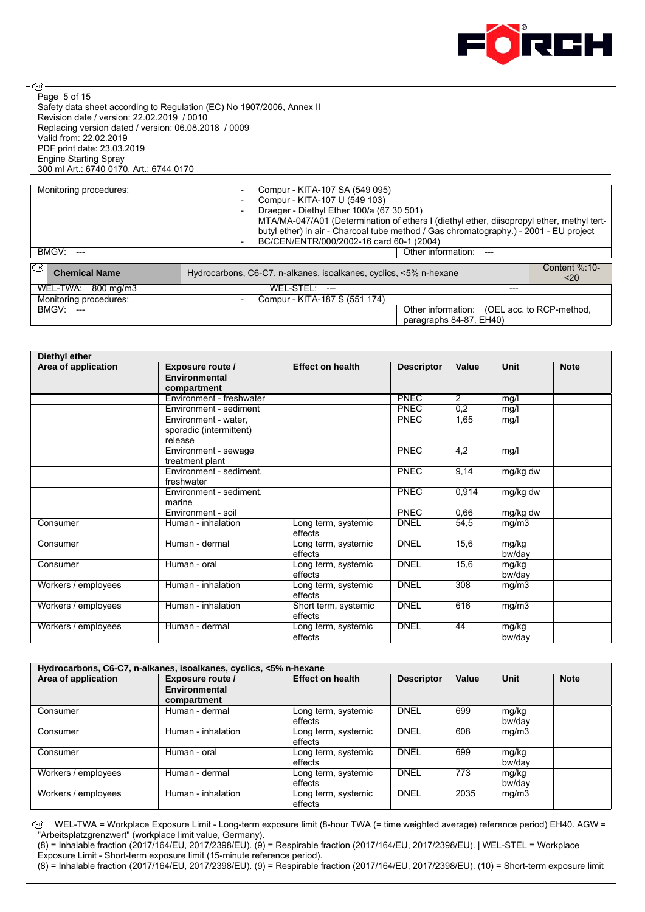Safety data sheet according to Regulation (EC) No 1907/2006, Annex II
Revision date / version: 22.02.2019 / 0010
Replacing version dated / version: 06.08.2018 / 0009
Valid from: 22.02.2019
PDF print date: 23.03.2019
Engine Starting Spray
300 ml Art.: 6740 0170, Art.: 6744 0170

| | | |
|---|---|---|
| Monitoring procedures: | - Compur - KITA-107 SA (549 095)<br>- Compur - KITA-107 U (549 103)<br>- Draeger - Diethyl Ether 100/a (67 30 501)<br>MTA/MA-047/A01 (Determination of ethers I (diethyl ether, diisopropyl ether, methyl tert-butyl ether) in air - Charcoal tube method / Gas chromatography.) - 2001 - EU project<br>- BC/CEN/ENTR/000/2002-16 card 60-1 (2004) | |
| BMGV: --- | | Other information: --- |

| Chemical Name | Hydrocarbons, C6-C7, n-alkanes, isoalkanes, cyclics, <5% n-hexane | Content %:10-<20 |
|---|---|---|
| WEL-TWA: 800 mg/m3 | WEL-STEL: --- | --- |
| Monitoring procedures: | - Compur - KITA-187 S (551 174) | |
| BMGV: --- | | Other information: (OEL acc. to RCP-method, paragraphs 84-87, EH40) |

| Diethyl ether | | | | | | |
|---|---|---|---|---|---|---|
| **Area of application** | **Exposure route / Environmental compartment** | **Effect on health** | **Descriptor** | **Value** | **Unit** | **Note** |
| | Environment - freshwater | | PNEC | 2 | mg/l | |
| | Environment - sediment | | PNEC | 0,2 | mg/l | |
| | Environment - water, sporadic (intermittent) release | | PNEC | 1,65 | mg/l | |
| | Environment - sewage treatment plant | | PNEC | 4,2 | mg/l | |
| | Environment - sediment, freshwater | | PNEC | 9,14 | mg/kg dw | |
| | Environment - sediment, marine | | PNEC | 0,914 | mg/kg dw | |
| | Environment - soil | | PNEC | 0,66 | mg/kg dw | |
| Consumer | Human - inhalation | Long term, systemic effects | DNEL | 54,5 | mg/m3 | |
| Consumer | Human - dermal | Long term, systemic effects | DNEL | 15,6 | mg/kg bw/day | |
| Consumer | Human - oral | Long term, systemic effects | DNEL | 15,6 | mg/kg bw/day | |
| Workers / employees | Human - inhalation | Long term, systemic effects | DNEL | 308 | mg/m3 | |
| Workers / employees | Human - inhalation | Short term, systemic effects | DNEL | 616 | mg/m3 | |
| Workers / employees | Human - dermal | Long term, systemic effects | DNEL | 44 | mg/kg bw/day | |

| Hydrocarbons, C6-C7, n-alkanes, isoalkanes, cyclics, <5% n-hexane | | | | | | |
|---|---|---|---|---|---|---|
| **Area of application** | **Exposure route / Environmental compartment** | **Effect on health** | **Descriptor** | **Value** | **Unit** | **Note** |
| Consumer | Human - dermal | Long term, systemic effects | DNEL | 699 | mg/kg bw/day | |
| Consumer | Human - inhalation | Long term, systemic effects | DNEL | 608 | mg/m3 | |
| Consumer | Human - oral | Long term, systemic effects | DNEL | 699 | mg/kg bw/day | |
| Workers / employees | Human - dermal | Long term, systemic effects | DNEL | 773 | mg/kg bw/day | |
| Workers / employees | Human - inhalation | Long term, systemic effects | DNEL | 2035 | mg/m3 | |

WEL-TWA = Workplace Exposure Limit - Long-term exposure limit (8-hour TWA (= time weighted average) reference period) EH40. AGW = "Arbeitsplatzgrenzwert" (workplace limit value, Germany).
(8) = Inhalable fraction (2017/164/EU, 2017/2398/EU). (9) = Respirable fraction (2017/164/EU, 2017/2398/EU). | WEL-STEL = Workplace Exposure Limit - Short-term exposure limit (15-minute reference period).
(8) = Inhalable fraction (2017/164/EU, 2017/2398/EU). (9) = Respirable fraction (2017/164/EU, 2017/2398/EU). (10) = Short-term exposure limit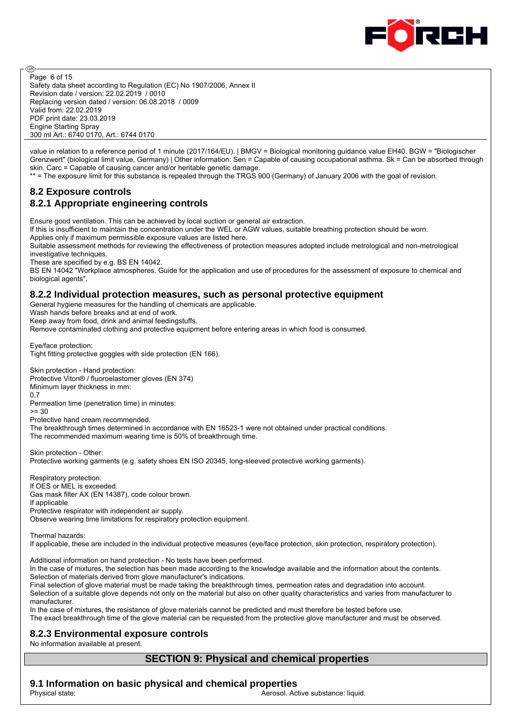value in relation to a reference period of 1 minute (2017/164/EU). | BMGV = Biological monitoring guidance value EH40. BGW = "Biologischer Grenzwert" (biological limit value, Germany) | Other information: Sen = Capable of causing occupational asthma. Sk = Can be absorbed through skin. Carc = Capable of causing cancer and/or heritable genetic damage.
** = The exposure limit for this substance is repealed through the TRGS 900 (Germany) of January 2006 with the goal of revision.

## 8.2 Exposure controls

### 8.2.1 Appropriate engineering controls

Ensure good ventilation. This can be achieved by local suction or general air extraction.
If this is insufficient to maintain the concentration under the WEL or AGW values, suitable breathing protection should be worn.
Applies only if maximum permissible exposure values are listed here.
Suitable assessment methods for reviewing the effectiveness of protection measures adopted include metrological and non-metrological investigative techniques.
These are specified by e.g. BS EN 14042.
BS EN 14042 "Workplace atmospheres. Guide for the application and use of procedures for the assessment of exposure to chemical and biological agents".

### 8.2.2 Individual protection measures, such as personal protective equipment

General hygiene measures for the handling of chemicals are applicable.
Wash hands before breaks and at end of work.
Keep away from food, drink and animal feedingstuffs.
Remove contaminated clothing and protective equipment before entering areas in which food is consumed.

Eye/face protection:
Tight fitting protective goggles with side protection (EN 166).

Skin protection - Hand protection:
Protective Viton® / fluoroelastomer gloves (EN 374)
Minimum layer thickness in mm:
0,7
Permeation time (penetration time) in minutes:
>= 30
Protective hand cream recommended.
The breakthrough times determined in accordance with EN 16523-1 were not obtained under practical conditions.
The recommended maximum wearing time is 50% of breakthrough time.

Skin protection - Other:
Protective working garments (e.g. safety shoes EN ISO 20345, long-sleeved protective working garments).

Respiratory protection:
If OES or MEL is exceeded.
Gas mask filter AX (EN 14387), code colour brown.
If applicable
Protective respirator with independent air supply.
Observe wearing time limitations for respiratory protection equipment.

Thermal hazards:
If applicable, these are included in the individual protective measures (eye/face protection, skin protection, respiratory protection).

Additional information on hand protection - No tests have been performed.
In the case of mixtures, the selection has been made according to the knowledge available and the information about the contents.
Selection of materials derived from glove manufacturer's indications.
Final selection of glove material must be made taking the breakthrough times, permeation rates and degradation into account.
Selection of a suitable glove depends not only on the material but also on other quality characteristics and varies from manufacturer to manufacturer.
In the case of mixtures, the resistance of glove materials cannot be predicted and must therefore be tested before use.
The exact breakthrough time of the glove material can be requested from the protective glove manufacturer and must be observed.

### 8.2.3 Environmental exposure controls

No information available at present.

# SECTION 9: Physical and chemical properties

## 9.1 Information on basic physical and chemical properties

Physical state: Aerosol. Active substance: liquid.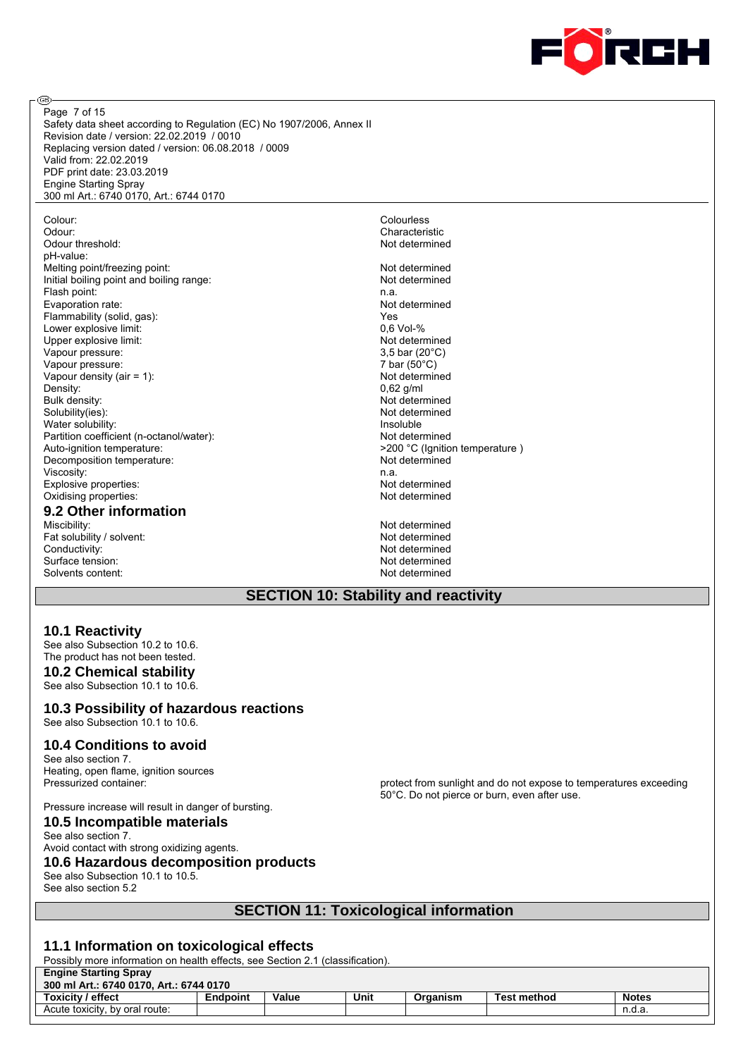| | |
|---|---|
| Colour: | Colourless |
| Odour: | Characteristic |
| Odour threshold: | Not determined |
| pH-value: | |
| Melting point/freezing point: | Not determined |
| Initial boiling point and boiling range: | Not determined |
| Flash point: | n.a. |
| Evaporation rate: | Not determined |
| Flammability (solid, gas): | Yes |
| Lower explosive limit: | 0,6 Vol-% |
| Upper explosive limit: | Not determined |
| Vapour pressure: | 3,5 bar (20°C) |
| Vapour pressure: | 7 bar (50°C) |
| Vapour density (air = 1): | Not determined |
| Density: | 0,62 g/ml |
| Bulk density: | Not determined |
| Solubility(ies): | Not determined |
| Water solubility: | Insoluble |
| Partition coefficient (n-octanol/water): | Not determined |
| Auto-ignition temperature: | >200 °C (Ignition temperature ) |
| Decomposition temperature: | Not determined |
| Viscosity: | n.a. |
| Explosive properties: | Not determined |
| Oxidising properties: | Not determined |

### 9.2 Other information

| | |
|---|---|
| Miscibility: | Not determined |
| Fat solubility / solvent: | Not determined |
| Conductivity: | Not determined |
| Surface tension: | Not determined |
| Solvents content: | Not determined |

## SECTION 10: Stability and reactivity

### 10.1 Reactivity

See also Subsection 10.2 to 10.6.
The product has not been tested.

### 10.2 Chemical stability

See also Subsection 10.1 to 10.6.

### 10.3 Possibility of hazardous reactions

See also Subsection 10.1 to 10.6.

### 10.4 Conditions to avoid

See also section 7.
Heating, open flame, ignition sources
Pressurized container: protect from sunlight and do not expose to temperatures exceeding 50°C. Do not pierce or burn, even after use.

Pressure increase will result in danger of bursting.

### 10.5 Incompatible materials

See also section 7.
Avoid contact with strong oxidizing agents.

### 10.6 Hazardous decomposition products

See also Subsection 10.1 to 10.5.
See also section 5.2

## SECTION 11: Toxicological information

### 11.1 Information on toxicological effects

Possibly more information on health effects, see Section 2.1 (classification).

**Engine Starting Spray**
**300 ml Art.: 6740 0170, Art.: 6744 0170**

| Toxicity / effect | Endpoint | Value | Unit | Organism | Test method | Notes |
|---|---|---|---|---|---|---|
| Acute toxicity, by oral route: | | | | | | n.d.a. |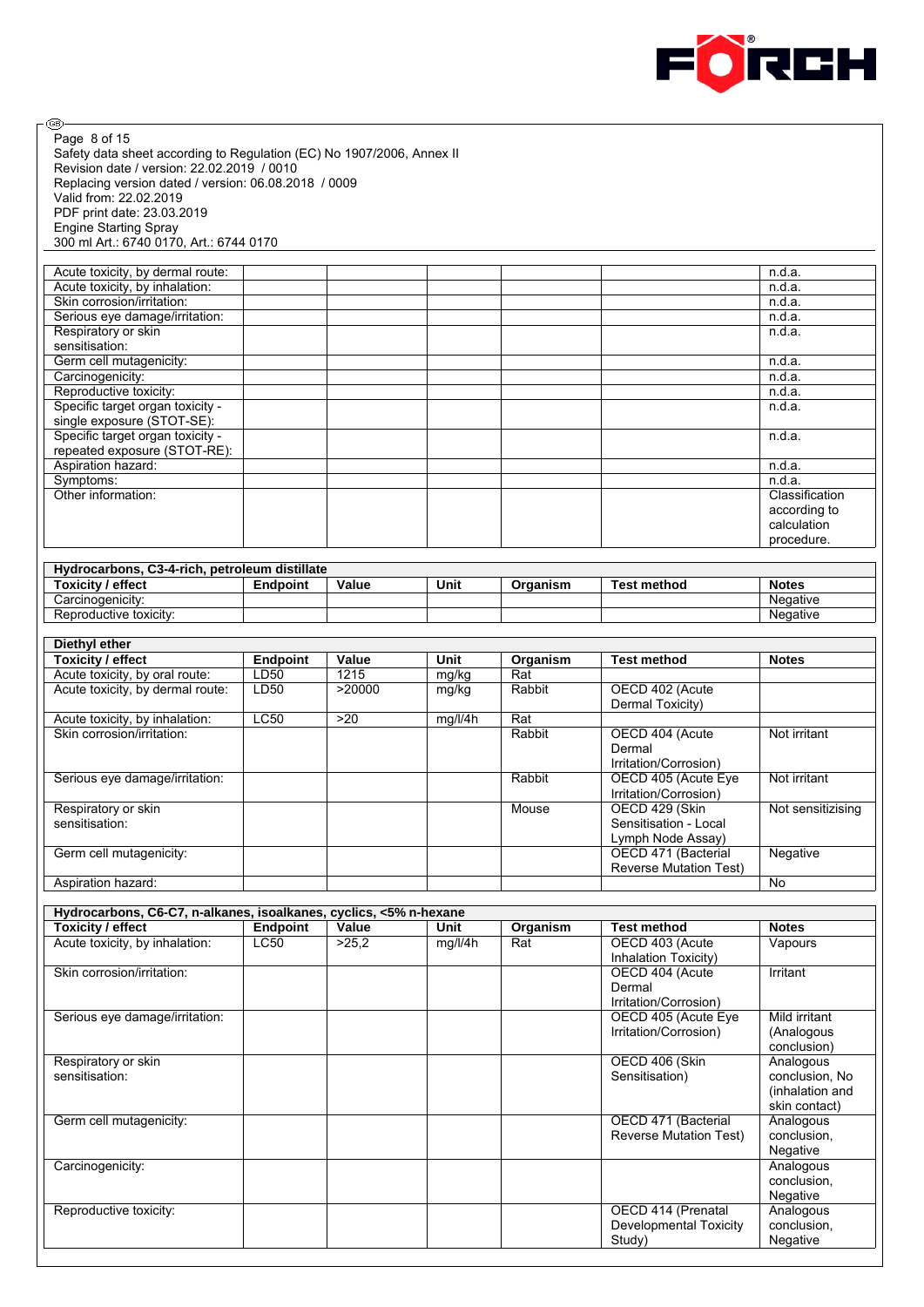| | | | | | | |
|---|---|---|---|---|---|---|
| Acute toxicity, by dermal route: | | | | | | n.d.a. |
| Acute toxicity, by inhalation: | | | | | | n.d.a. |
| Skin corrosion/irritation: | | | | | | n.d.a. |
| Serious eye damage/irritation: | | | | | | n.d.a. |
| Respiratory or skin sensitisation: | | | | | | n.d.a. |
| Germ cell mutagenicity: | | | | | | n.d.a. |
| Carcinogenicity: | | | | | | n.d.a. |
| Reproductive toxicity: | | | | | | n.d.a. |
| Specific target organ toxicity - single exposure (STOT-SE): | | | | | | n.d.a. |
| Specific target organ toxicity - repeated exposure (STOT-RE): | | | | | | n.d.a. |
| Aspiration hazard: | | | | | | n.d.a. |
| Symptoms: | | | | | | n.d.a. |
| Other information: | | | | | | Classification according to calculation procedure. |

| Hydrocarbons, C3-4-rich, petroleum distillate | | | | | | |
|---|---|---|---|---|---|---|
| **Toxicity / effect** | **Endpoint** | **Value** | **Unit** | **Organism** | **Test method** | **Notes** |
| Carcinogenicity: | | | | | | Negative |
| Reproductive toxicity: | | | | | | Negative |

| Diethyl ether | | | | | | |
|---|---|---|---|---|---|---|
| **Toxicity / effect** | **Endpoint** | **Value** | **Unit** | **Organism** | **Test method** | **Notes** |
| Acute toxicity, by oral route: | LD50 | 1215 | mg/kg | Rat | | |
| Acute toxicity, by dermal route: | LD50 | >20000 | mg/kg | Rabbit | OECD 402 (Acute Dermal Toxicity) | |
| Acute toxicity, by inhalation: | LC50 | >20 | mg/l/4h | Rat | | |
| Skin corrosion/irritation: | | | | Rabbit | OECD 404 (Acute Dermal Irritation/Corrosion) | Not irritant |
| Serious eye damage/irritation: | | | | Rabbit | OECD 405 (Acute Eye Irritation/Corrosion) | Not irritant |
| Respiratory or skin sensitisation: | | | | Mouse | OECD 429 (Skin Sensitisation - Local Lymph Node Assay) | Not sensitizising |
| Germ cell mutagenicity: | | | | | OECD 471 (Bacterial Reverse Mutation Test) | Negative |
| Aspiration hazard: | | | | | | No |

| Hydrocarbons, C6-C7, n-alkanes, isoalkanes, cyclics, <5% n-hexane | | | | | | |
|---|---|---|---|---|---|---|
| **Toxicity / effect** | **Endpoint** | **Value** | **Unit** | **Organism** | **Test method** | **Notes** |
| Acute toxicity, by inhalation: | LC50 | >25,2 | mg/l/4h | Rat | OECD 403 (Acute Inhalation Toxicity) | Vapours |
| Skin corrosion/irritation: | | | | | OECD 404 (Acute Dermal Irritation/Corrosion) | Irritant |
| Serious eye damage/irritation: | | | | | OECD 405 (Acute Eye Irritation/Corrosion) | Mild irritant (Analogous conclusion) |
| Respiratory or skin sensitisation: | | | | | OECD 406 (Skin Sensitisation) | Analogous conclusion, No (inhalation and skin contact) |
| Germ cell mutagenicity: | | | | | OECD 471 (Bacterial Reverse Mutation Test) | Analogous conclusion, Negative |
| Carcinogenicity: | | | | | | Analogous conclusion, Negative |
| Reproductive toxicity: | | | | | OECD 414 (Prenatal Developmental Toxicity Study) | Analogous conclusion, Negative |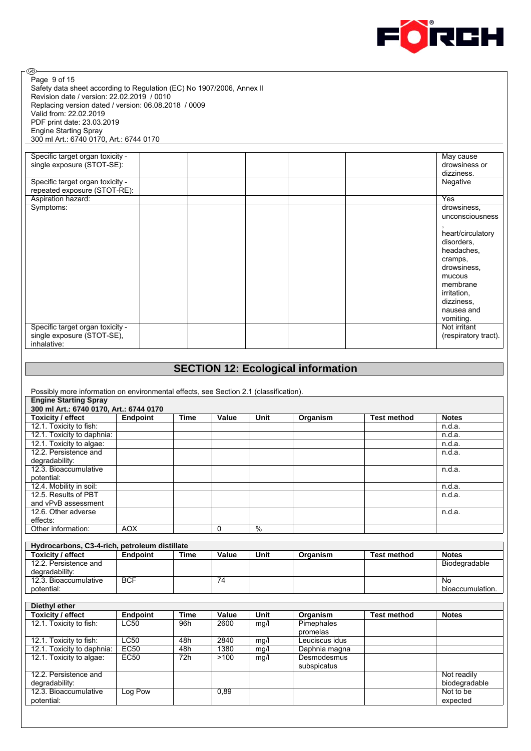| Specific target organ toxicity - single exposure (STOT-SE): | | | | | | May cause drowsiness or dizziness. |
|---|---|---|---|---|---|---|
| Specific target organ toxicity - repeated exposure (STOT-RE): | | | | | | Negative |
| Aspiration hazard: | | | | | | Yes |
| Symptoms: | | | | | | drowsiness, unconsciousness , heart/circulatory disorders, headaches, cramps, drowsiness, mucous membrane irritation, dizziness, nausea and vomiting. |
| Specific target organ toxicity - single exposure (STOT-SE), inhalative: | | | | | | Not irritant (respiratory tract). |

## SECTION 12: Ecological information

Possibly more information on environmental effects, see Section 2.1 (classification).

**Engine Starting Spray**
**300 ml Art.: 6740 0170, Art.: 6744 0170**

| Toxicity / effect | Endpoint | Time | Value | Unit | Organism | Test method | Notes |
|---|---|---|---|---|---|---|---|
| 12.1. Toxicity to fish: | | | | | | | n.d.a. |
| 12.1. Toxicity to daphnia: | | | | | | | n.d.a. |
| 12.1. Toxicity to algae: | | | | | | | n.d.a. |
| 12.2. Persistence and degradability: | | | | | | | n.d.a. |
| 12.3. Bioaccumulative potential: | | | | | | | n.d.a. |
| 12.4. Mobility in soil: | | | | | | | n.d.a. |
| 12.5. Results of PBT and vPvB assessment | | | | | | | n.d.a. |
| 12.6. Other adverse effects: | | | | | | | n.d.a. |
| Other information: | AOX | | 0 | % | | | |

**Hydrocarbons, C3-4-rich, petroleum distillate**

| Toxicity / effect | Endpoint | Time | Value | Unit | Organism | Test method | Notes |
|---|---|---|---|---|---|---|---|
| 12.2. Persistence and degradability: | | | | | | | Biodegradable |
| 12.3. Bioaccumulative potential: | BCF | | 74 | | | | No bioaccumulation. |

**Diethyl ether**

| Toxicity / effect | Endpoint | Time | Value | Unit | Organism | Test method | Notes |
|---|---|---|---|---|---|---|---|
| 12.1. Toxicity to fish: | LC50 | 96h | 2600 | mg/l | Pimephales promelas | | |
| 12.1. Toxicity to fish: | LC50 | 48h | 2840 | mg/l | Leuciscus idus | | |
| 12.1. Toxicity to daphnia: | EC50 | 48h | 1380 | mg/l | Daphnia magna | | |
| 12.1. Toxicity to algae: | EC50 | 72h | >100 | mg/l | Desmodesmus subspicatus | | |
| 12.2. Persistence and degradability: | | | | | | | Not readily biodegradable |
| 12.3. Bioaccumulative potential: | Log Pow | | 0,89 | | | | Not to be expected |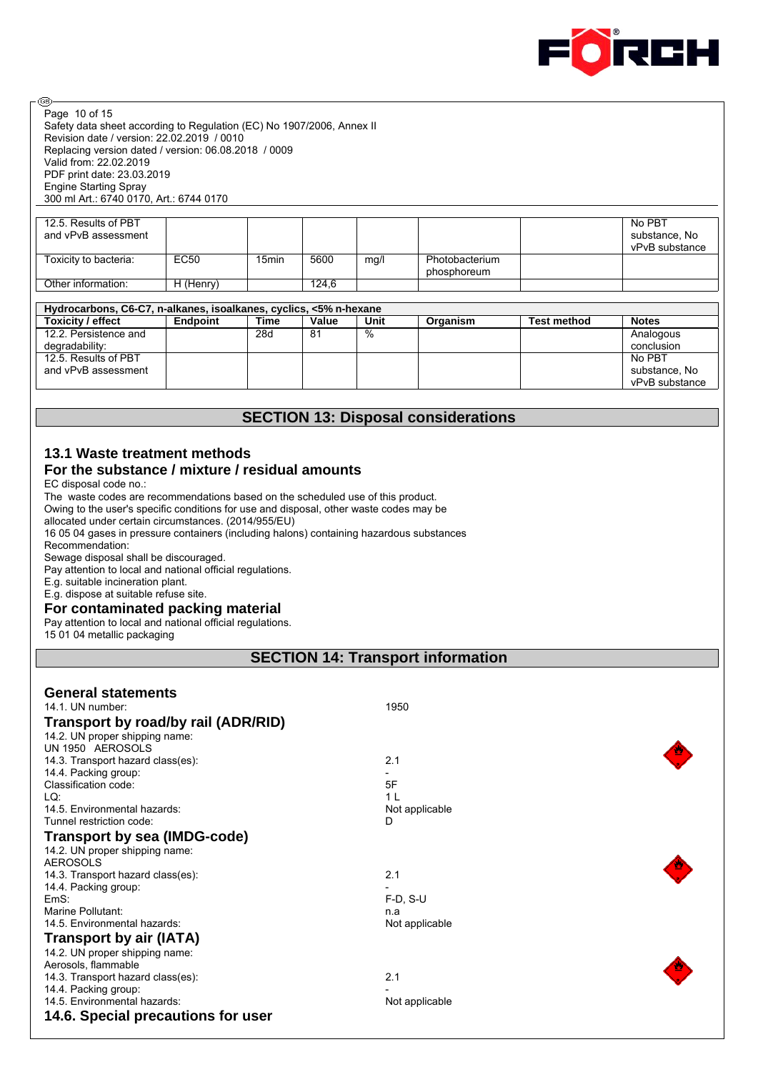| | | | | | | | |
|---|---|---|---|---|---|---|---|
| 12.5. Results of PBT and vPvB assessment | | | | | | | No PBT substance, No vPvB substance |
| Toxicity to bacteria: | EC50 | 15min | 5600 | mg/l | Photobacterium phosphoreum | | |
| Other information: | H (Henry) | | 124,6 | | | | |

| Hydrocarbons, C6-C7, n-alkanes, isoalkanes, cyclics, <5% n-hexane | | | | | | | |
|---|---|---|---|---|---|---|---|
| **Toxicity / effect** | **Endpoint** | **Time** | **Value** | **Unit** | **Organism** | **Test method** | **Notes** |
| 12.2. Persistence and degradability: | | 28d | 81 | % | | | Analogous conclusion |
| 12.5. Results of PBT and vPvB assessment | | | | | | | No PBT substance, No vPvB substance |

## SECTION 13: Disposal considerations

### 13.1 Waste treatment methods

### For the substance / mixture / residual amounts

EC disposal code no.:
The waste codes are recommendations based on the scheduled use of this product.
Owing to the user's specific conditions for use and disposal, other waste codes may be allocated under certain circumstances. (2014/955/EU)
16 05 04 gases in pressure containers (including halons) containing hazardous substances
Recommendation:
Sewage disposal shall be discouraged.
Pay attention to local and national official regulations.
E.g. suitable incineration plant.
E.g. dispose at suitable refuse site.

### For contaminated packing material

Pay attention to local and national official regulations.
15 01 04 metallic packaging

## SECTION 14: Transport information

### General statements

14.1. UN number: 1950

### Transport by road/by rail (ADR/RID)

14.2. UN proper shipping name:
UN 1950 AEROSOLS
14.3. Transport hazard class(es): 2.1
14.4. Packing group: -
Classification code: 5F
LQ: 1 L
14.5. Environmental hazards: Not applicable
Tunnel restriction code: D

### Transport by sea (IMDG-code)

14.2. UN proper shipping name:
AEROSOLS
14.3. Transport hazard class(es): 2.1
14.4. Packing group: -
EmS: F-D, S-U
Marine Pollutant: n.a
14.5. Environmental hazards: Not applicable

### Transport by air (IATA)

14.2. UN proper shipping name:
Aerosols, flammable
14.3. Transport hazard class(es): 2.1
14.4. Packing group: -
14.5. Environmental hazards: Not applicable

### 14.6. Special precautions for user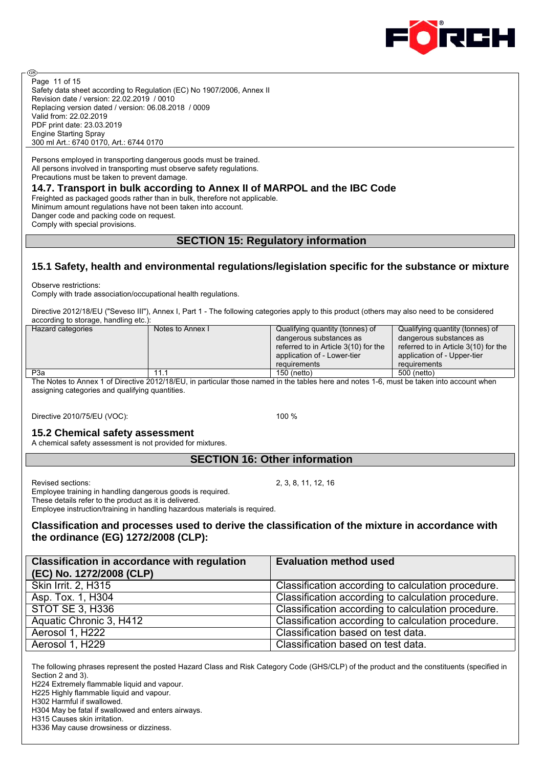Persons employed in transporting dangerous goods must be trained.
All persons involved in transporting must observe safety regulations.
Precautions must be taken to prevent damage.

### 14.7. Transport in bulk according to Annex II of MARPOL and the IBC Code

Freighted as packaged goods rather than in bulk, therefore not applicable.
Minimum amount regulations have not been taken into account.
Danger code and packing code on request.
Comply with special provisions.

## SECTION 15: Regulatory information

### 15.1 Safety, health and environmental regulations/legislation specific for the substance or mixture

Observe restrictions:
Comply with trade association/occupational health regulations.

Directive 2012/18/EU ("Seveso III"), Annex I, Part 1 - The following categories apply to this product (others may also need to be considered according to storage, handling etc.):

| Hazard categories | Notes to Annex I | Qualifying quantity (tonnes) of dangerous substances as referred to in Article 3(10) for the application of - Lower-tier requirements | Qualifying quantity (tonnes) of dangerous substances as referred to in Article 3(10) for the application of - Upper-tier requirements |
|---|---|---|---|
| P3a | 11.1 | 150 (netto) | 500 (netto) |

The Notes to Annex 1 of Directive 2012/18/EU, in particular those named in the tables here and notes 1-6, must be taken into account when assigning categories and qualifying quantities.

Directive 2010/75/EU (VOC): 100 %

### 15.2 Chemical safety assessment

A chemical safety assessment is not provided for mixtures.

## SECTION 16: Other information

Revised sections: 2, 3, 8, 11, 12, 16
Employee training in handling dangerous goods is required.
These details refer to the product as it is delivered.
Employee instruction/training in handling hazardous materials is required.

### Classification and processes used to derive the classification of the mixture in accordance with the ordinance (EG) 1272/2008 (CLP):

| Classification in accordance with regulation (EC) No. 1272/2008 (CLP) | Evaluation method used |
|---|---|
| Skin Irrit. 2, H315 | Classification according to calculation procedure. |
| Asp. Tox. 1, H304 | Classification according to calculation procedure. |
| STOT SE 3, H336 | Classification according to calculation procedure. |
| Aquatic Chronic 3, H412 | Classification according to calculation procedure. |
| Aerosol 1, H222 | Classification based on test data. |
| Aerosol 1, H229 | Classification based on test data. |

The following phrases represent the posted Hazard Class and Risk Category Code (GHS/CLP) of the product and the constituents (specified in Section 2 and 3).
H224 Extremely flammable liquid and vapour.
H225 Highly flammable liquid and vapour.
H302 Harmful if swallowed.
H304 May be fatal if swallowed and enters airways.
H315 Causes skin irritation.
H336 May cause drowsiness or dizziness.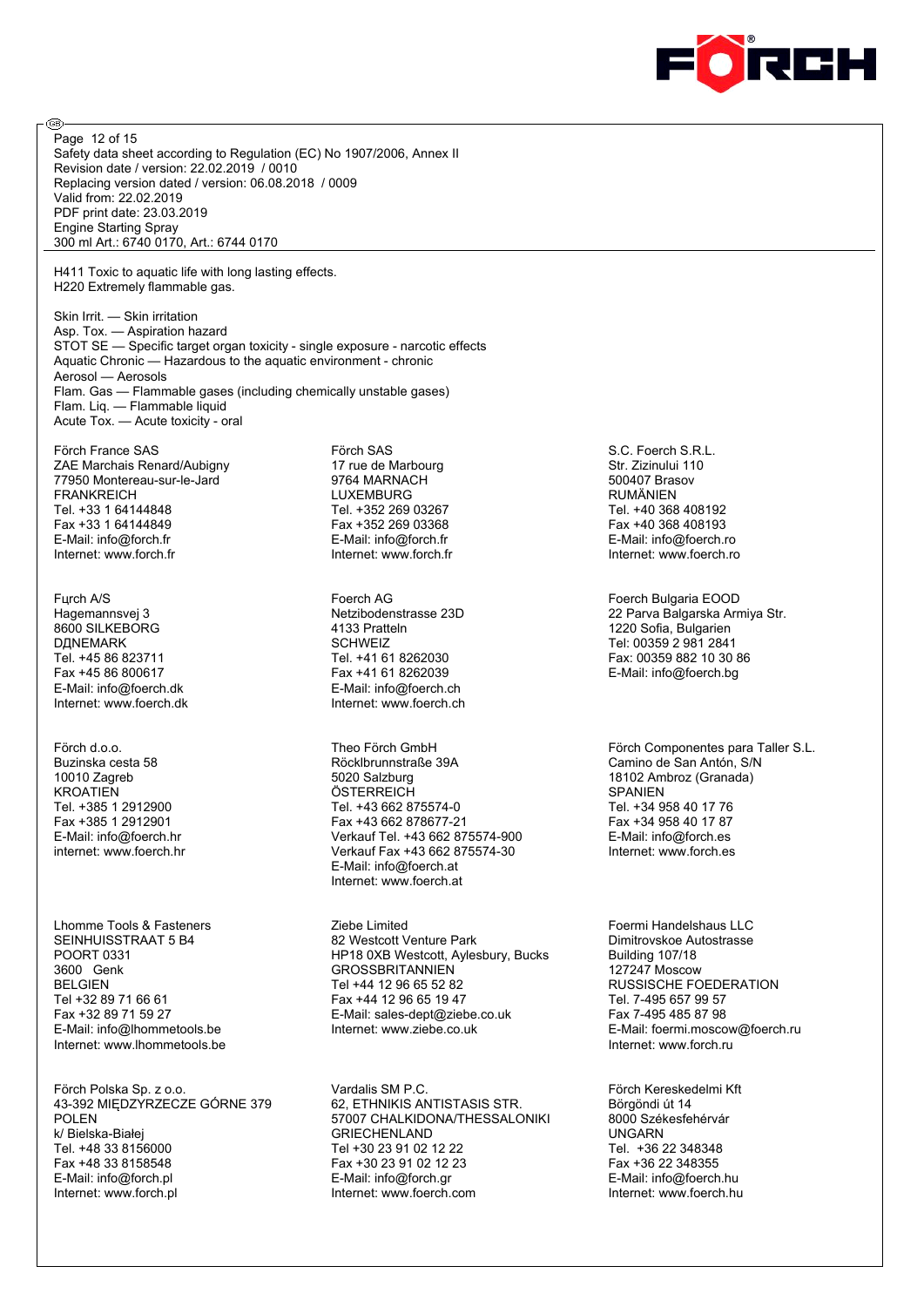H411 Toxic to aquatic life with long lasting effects.
H220 Extremely flammable gas.

Skin Irrit. — Skin irritation
Asp. Tox. — Aspiration hazard
STOT SE — Specific target organ toxicity - single exposure - narcotic effects
Aquatic Chronic — Hazardous to the aquatic environment - chronic
Aerosol — Aerosols
Flam. Gas — Flammable gases (including chemically unstable gases)
Flam. Liq. — Flammable liquid
Acute Tox. — Acute toxicity - oral

Förch France SAS
ZAE Marchais Renard/Aubigny
77950 Montereau-sur-le-Jard
FRANKREICH
Tel. +33 1 64144848
Fax +33 1 64144849
E-Mail: info@forch.fr
Internet: www.forch.fr

Förch SAS
17 rue de Marbourg
9764 MARNACH
LUXEMBURG
Tel. +352 269 03267
Fax +352 269 03368
E-Mail: info@forch.fr
Internet: www.forch.fr

S.C. Foerch S.R.L.
Str. Zizinului 110
500407 Brasov
RUMÄNIEN
Tel. +40 368 408192
Fax +40 368 408193
E-Mail: info@foerch.ro
Internet: www.foerch.ro

Fцrch A/S
Hagemannsvej 3
8600 SILKEBORG
DДNEMARK
Tel. +45 86 823711
Fax +45 86 800617
E-Mail: info@foerch.dk
Internet: www.foerch.dk

Foerch AG
Netzibodenstrasse 23D
4133 Pratteln
SCHWEIZ
Tel. +41 61 8262030
Fax +41 61 8262039
E-Mail: info@foerch.ch
Internet: www.foerch.ch

Foerch Bulgaria EOOD
22 Parva Balgarska Armiya Str.
1220 Sofia, Bulgarien
Tel: 00359 2 981 2841
Fax: 00359 882 10 30 86
E-Mail: info@foerch.bg

Förch d.o.o.
Buzinska cesta 58
10010 Zagreb
KROATIEN
Tel. +385 1 2912900
Fax +385 1 2912901
E-Mail: info@foerch.hr
internet: www.foerch.hr

Theo Förch GmbH
Röcklbrunnstraße 39A
5020 Salzburg
ÖSTERREICH
Tel. +43 662 875574-0
Fax +43 662 878677-21
Verkauf Tel. +43 662 875574-900
Verkauf Fax +43 662 875574-30
E-Mail: info@foerch.at
Internet: www.foerch.at

Förch Componentes para Taller S.L.
Camino de San Antón, S/N
18102 Ambroz (Granada)
SPANIEN
Tel. +34 958 40 17 76
Fax +34 958 40 17 87
E-Mail: info@forch.es
Internet: www.forch.es

Lhomme Tools & Fasteners
SEINHUISSTRAAT 5 B4
POORT 0331
3600 Genk
BELGIEN
Tel +32 89 71 66 61
Fax +32 89 71 59 27
E-Mail: info@lhommetools.be
Internet: www.lhommetools.be

Ziebe Limited
82 Westcott Venture Park
HP18 0XB Westcott, Aylesbury, Bucks
GROSSBRITANNIEN
Tel +44 12 96 65 52 82
Fax +44 12 96 65 19 47
E-Mail: sales-dept@ziebe.co.uk
Internet: www.ziebe.co.uk

Foermi Handelshaus LLC
Dimitrovskoe Autostrasse
Building 107/18
127247 Moscow
RUSSISCHE FOEDERATION
Tel. 7-495 657 99 57
Fax 7-495 485 87 98
E-Mail: foermi.moscow@foerch.ru
Internet: www.forch.ru

Förch Polska Sp. z o.o.
43-392 MIĘDZYRZECZE GÓRNE 379
POLEN
k/ Bielska-Białej
Tel. +48 33 8156000
Fax +48 33 8158548
E-Mail: info@forch.pl
Internet: www.forch.pl

Vardalis SM P.C.
62, ETHNIKIS ANTISTASIS STR.
57007 CHALKIDONA/THESSALONIKI
GRIECHENLAND
Tel +30 23 91 02 12 22
Fax +30 23 91 02 12 23
E-Mail: info@forch.gr
Internet: www.foerch.com

Förch Kereskedelmi Kft
Börgöndi út 14
8000 Székesfehérvár
UNGARN
Tel. +36 22 348348
Fax +36 22 348355
E-Mail: info@foerch.hu
Internet: www.foerch.hu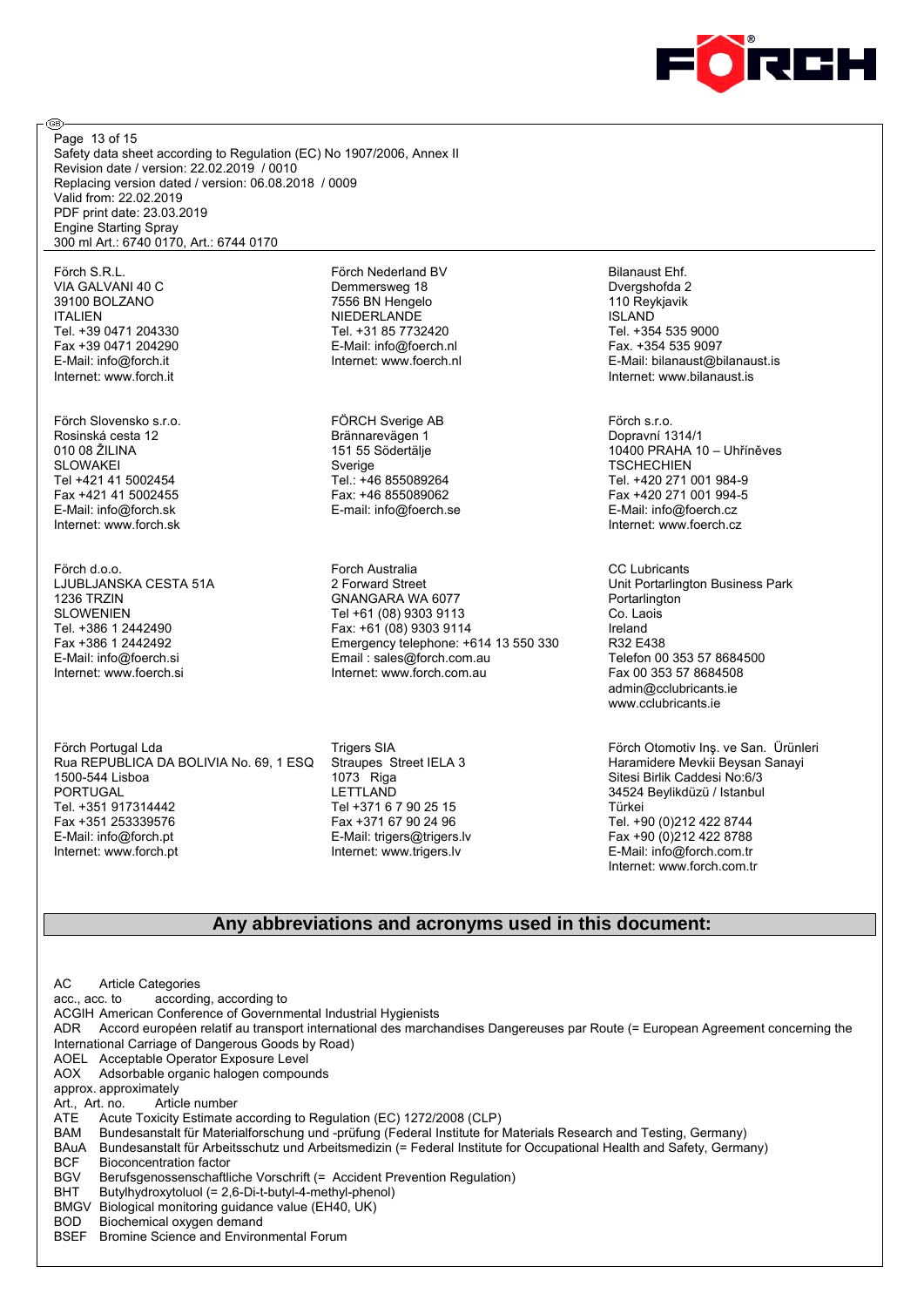Förch S.R.L.
VIA GALVANI 40 C
39100 BOLZANO
ITALIEN
Tel. +39 0471 204330
Fax +39 0471 204290
E-Mail: info@forch.it
Internet: www.forch.it

Förch Nederland BV
Demmersweg 18
7556 BN Hengelo
NIEDERLANDE
Tel. +31 85 7732420
E-Mail: info@foerch.nl
Internet: www.foerch.nl

Bilanaust Ehf.
Dvergshofda 2
110 Reykjavik
ISLAND
Tel. +354 535 9000
Fax. +354 535 9097
E-Mail: bilanaust@bilanaust.is
Internet: www.bilanaust.is

Förch Slovensko s.r.o.
Rosinská cesta 12
010 08 ŽILINA
SLOWAKEI
Tel +421 41 5002454
Fax +421 41 5002455
E-Mail: info@forch.sk
Internet: www.forch.sk

FÖRCH Sverige AB
Brännarevägen 1
151 55 Södertälje
Sverige
Tel.: +46 855089264
Fax: +46 855089062
E-mail: info@foerch.se

Förch s.r.o.
Dopravní 1314/1
10400 PRAHA 10 – Uhříněves
TSCHECHIEN
Tel. +420 271 001 984-9
Fax +420 271 001 994-5
E-Mail: info@foerch.cz
Internet: www.foerch.cz

Förch d.o.o.
LJUBLJANSKA CESTA 51A
1236 TRZIN
SLOWENIEN
Tel. +386 1 2442490
Fax +386 1 2442492
E-Mail: info@foerch.si
Internet: www.foerch.si

Forch Australia
2 Forward Street
GNANGARA WA 6077
Tel +61 (08) 9303 9113
Fax: +61 (08) 9303 9114
Emergency telephone: +614 13 550 330
Email : sales@forch.com.au
Internet: www.forch.com.au

CC Lubricants
Unit Portarlington Business Park
Portarlington
Co. Laois
Ireland
R32 E438
Telefon 00 353 57 8684500
Fax 00 353 57 8684508
admin@cclubricants.ie
www.cclubricants.ie

Förch Portugal Lda
Rua REPUBLICA DA BOLIVIA No. 69, 1 ESQ
1500-544 Lisboa
PORTUGAL
Tel. +351 917314442
Fax +351 253339576
E-Mail: info@forch.pt
Internet: www.forch.pt

Trigers SIA
Straupes Street IELA 3
1073 Riga
LETTLAND
Tel +371 6 7 90 25 15
Fax +371 67 90 24 96
E-Mail: trigers@trigers.lv
Internet: www.trigers.lv

Förch Otomotiv Inş. ve San. Ürünleri
Haramidere Mevkii Beysan Sanayi
Sitesi Birlik Caddesi No:6/3
34524 Beylikdüzü / Istanbul
Türkei
Tel. +90 (0)212 422 8744
Fax +90 (0)212 422 8788
E-Mail: info@forch.com.tr
Internet: www.forch.com.tr

## Any abbreviations and acronyms used in this document:

AC Article Categories
acc., acc. to according, according to
ACGIH American Conference of Governmental Industrial Hygienists
ADR Accord européen relatif au transport international des marchandises Dangereuses par Route (= European Agreement concerning the International Carriage of Dangerous Goods by Road)
AOEL Acceptable Operator Exposure Level
AOX Adsorbable organic halogen compounds
approx. approximately
Art., Art. no. Article number
ATE Acute Toxicity Estimate according to Regulation (EC) 1272/2008 (CLP)
BAM Bundesanstalt für Materialforschung und -prüfung (Federal Institute for Materials Research and Testing, Germany)
BAuA Bundesanstalt für Arbeitsschutz und Arbeitsmedizin (= Federal Institute for Occupational Health and Safety, Germany)
BCF Bioconcentration factor
BGV Berufsgenossenschaftliche Vorschrift (= Accident Prevention Regulation)
BHT Butylhydroxytoluol (= 2,6-Di-t-butyl-4-methyl-phenol)
BMGV Biological monitoring guidance value (EH40, UK)
BOD Biochemical oxygen demand
BSEF Bromine Science and Environmental Forum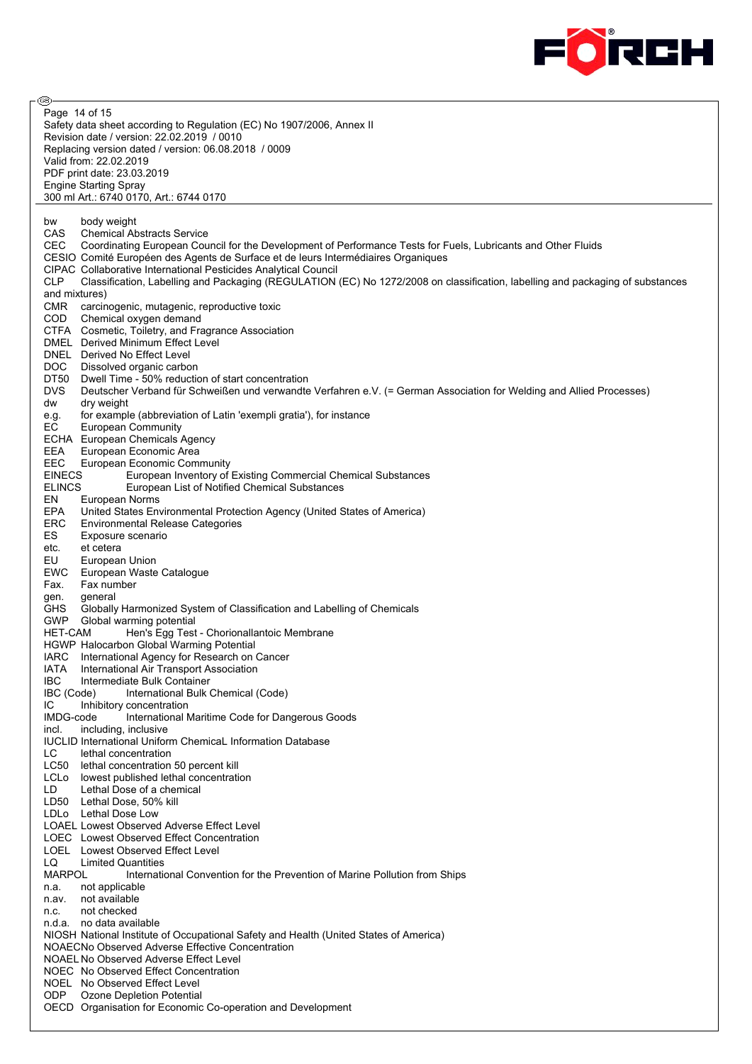Safety data sheet according to Regulation (EC) No 1907/2006, Annex II
Revision date / version: 22.02.2019 / 0010
Replacing version dated / version: 06.08.2018 / 0009
Valid from: 22.02.2019
PDF print date: 23.03.2019
Engine Starting Spray
300 ml Art.: 6740 0170, Art.: 6744 0170

bw body weight
CAS Chemical Abstracts Service
CEC Coordinating European Council for the Development of Performance Tests for Fuels, Lubricants and Other Fluids
CESIO Comité Européen des Agents de Surface et de leurs Intermédiaires Organiques
CIPAC Collaborative International Pesticides Analytical Council
CLP Classification, Labelling and Packaging (REGULATION (EC) No 1272/2008 on classification, labelling and packaging of substances and mixtures)
CMR carcinogenic, mutagenic, reproductive toxic
COD Chemical oxygen demand
CTFA Cosmetic, Toiletry, and Fragrance Association
DMEL Derived Minimum Effect Level
DNEL Derived No Effect Level
DOC Dissolved organic carbon
DT50 Dwell Time - 50% reduction of start concentration
DVS Deutscher Verband für Schweißen und verwandte Verfahren e.V. (= German Association for Welding and Allied Processes)
dw dry weight
e.g. for example (abbreviation of Latin 'exempli gratia'), for instance
EC European Community
ECHA European Chemicals Agency
EEA European Economic Area
EEC European Economic Community
EINECS European Inventory of Existing Commercial Chemical Substances
ELINCS European List of Notified Chemical Substances
EN European Norms
EPA United States Environmental Protection Agency (United States of America)
ERC Environmental Release Categories
ES Exposure scenario
etc. et cetera
EU European Union
EWC European Waste Catalogue
Fax. Fax number
gen. general
GHS Globally Harmonized System of Classification and Labelling of Chemicals
GWP Global warming potential
HET-CAM Hen's Egg Test - Chorionallantoic Membrane
HGWP Halocarbon Global Warming Potential
IARC International Agency for Research on Cancer
IATA International Air Transport Association
IBC Intermediate Bulk Container
IBC (Code) International Bulk Chemical (Code)
IC Inhibitory concentration
IMDG-code International Maritime Code for Dangerous Goods
incl. including, inclusive
IUCLID International Uniform ChemicaL Information Database
LC lethal concentration
LC50 lethal concentration 50 percent kill
LCLo lowest published lethal concentration
LD Lethal Dose of a chemical
LD50 Lethal Dose, 50% kill
LDLo Lethal Dose Low
LOAEL Lowest Observed Adverse Effect Level
LOEC Lowest Observed Effect Concentration
LOEL Lowest Observed Effect Level
LQ Limited Quantities
MARPOL International Convention for the Prevention of Marine Pollution from Ships
n.a. not applicable
n.av. not available
n.c. not checked
n.d.a. no data available
NIOSH National Institute of Occupational Safety and Health (United States of America)
NOAEC No Observed Adverse Effective Concentration
NOAEL No Observed Adverse Effect Level
NOEC No Observed Effect Concentration
NOEL No Observed Effect Level
ODP Ozone Depletion Potential
OECD Organisation for Economic Co-operation and Development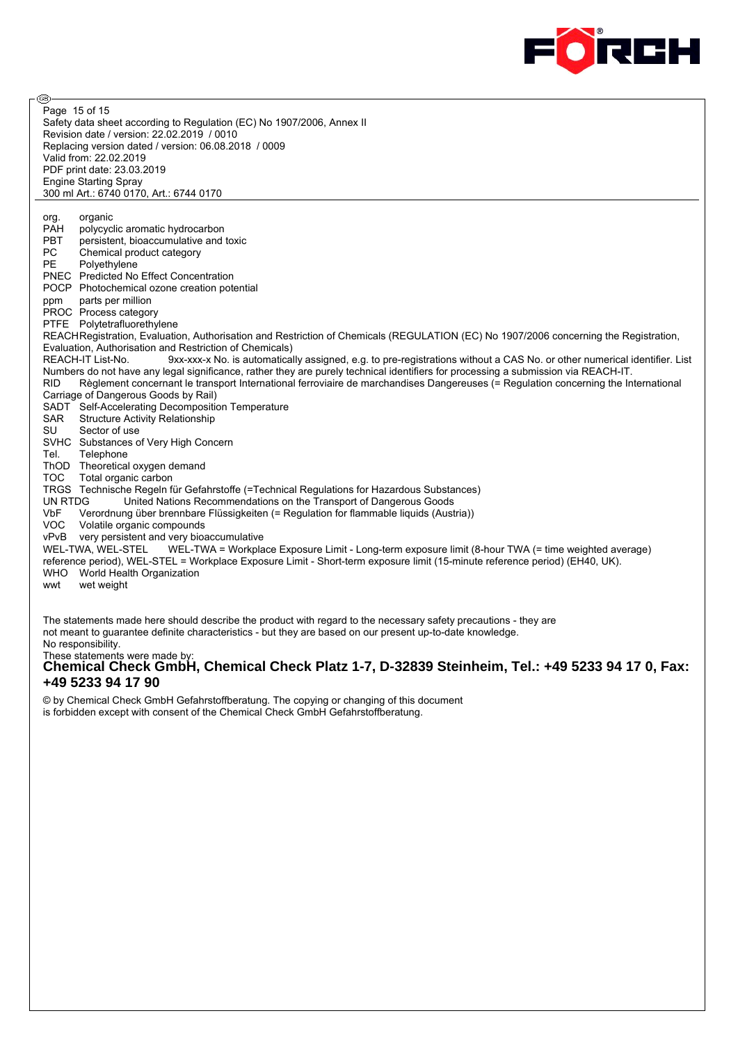org. organic
PAH polycyclic aromatic hydrocarbon
PBT persistent, bioaccumulative and toxic
PC Chemical product category
PE Polyethylene
PNEC Predicted No Effect Concentration
POCP Photochemical ozone creation potential
ppm parts per million
PROC Process category
PTFE Polytetrafluorethylene
REACH Registration, Evaluation, Authorisation and Restriction of Chemicals (REGULATION (EC) No 1907/2006 concerning the Registration, Evaluation, Authorisation and Restriction of Chemicals)
REACH-IT List-No. 9xx-xxx-x No. is automatically assigned, e.g. to pre-registrations without a CAS No. or other numerical identifier. List Numbers do not have any legal significance, rather they are purely technical identifiers for processing a submission via REACH-IT.
RID Règlement concernant le transport International ferroviaire de marchandises Dangereuses (= Regulation concerning the International Carriage of Dangerous Goods by Rail)
SADT Self-Accelerating Decomposition Temperature
SAR Structure Activity Relationship
SU Sector of use
SVHC Substances of Very High Concern
Tel. Telephone
ThOD Theoretical oxygen demand
TOC Total organic carbon
TRGS Technische Regeln für Gefahrstoffe (=Technical Regulations for Hazardous Substances)
UN RTDG United Nations Recommendations on the Transport of Dangerous Goods
VbF Verordnung über brennbare Flüssigkeiten (= Regulation for flammable liquids (Austria))
VOC Volatile organic compounds
vPvB very persistent and very bioaccumulative
WEL-TWA, WEL-STEL WEL-TWA = Workplace Exposure Limit - Long-term exposure limit (8-hour TWA (= time weighted average) reference period), WEL-STEL = Workplace Exposure Limit - Short-term exposure limit (15-minute reference period) (EH40, UK).
WHO World Health Organization
wwt wet weight

The statements made here should describe the product with regard to the necessary safety precautions - they are not meant to guarantee definite characteristics - but they are based on our present up-to-date knowledge.
No responsibility.
These statements were made by:

**Chemical Check GmbH, Chemical Check Platz 1-7, D-32839 Steinheim, Tel.: +49 5233 94 17 0, Fax: +49 5233 94 17 90**

© by Chemical Check GmbH Gefahrstoffberatung. The copying or changing of this document is forbidden except with consent of the Chemical Check GmbH Gefahrstoffberatung.